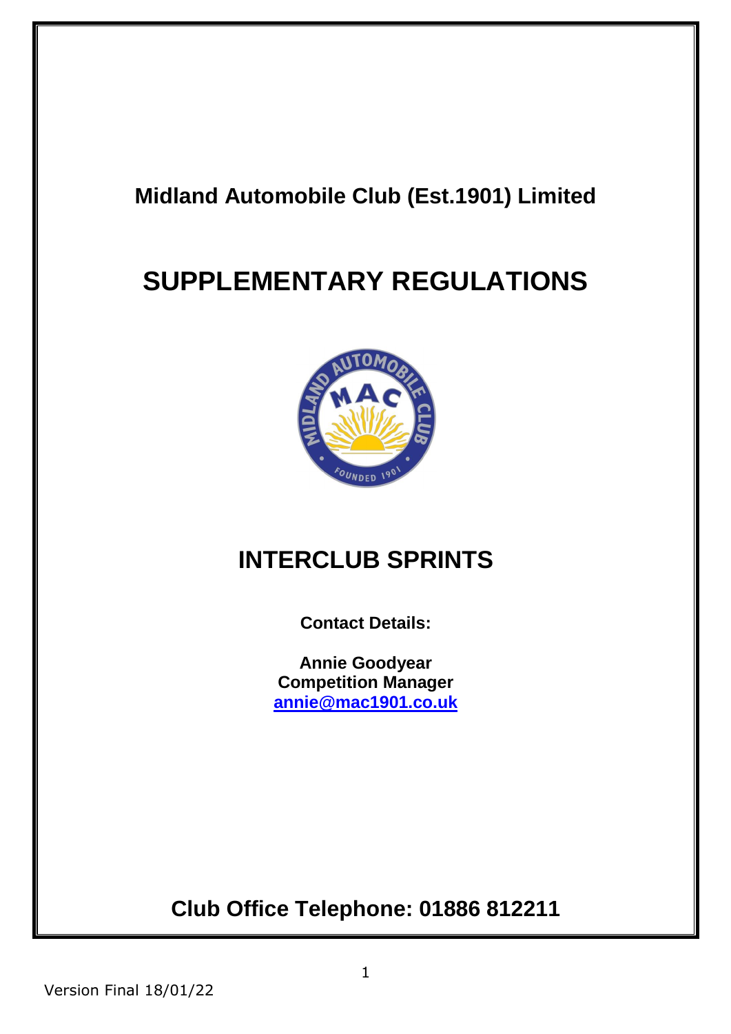**Midland Automobile Club (Est.1901) Limited**

# SUPPLEMENTARY REGULATIONS

## INTERCLUB SPRINTS

**Contact Details:**

**Annie Goodyear**
**Competition Manager**
**[annie@mac1901.co.uk](mailto:annie@mac1901.co.uk)**

## Club Office Telephone: 01886 812211

Version Final 18/01/22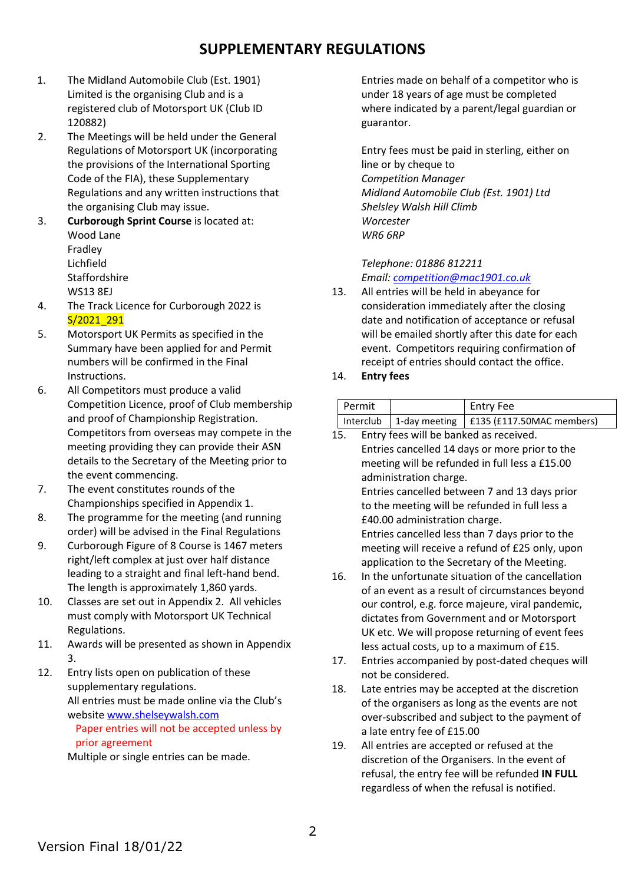# SUPPLEMENTARY REGULATIONS

1. The Midland Automobile Club (Est. 1901) Limited is the organising Club and is a registered club of Motorsport UK (Club ID 120882)
2. The Meetings will be held under the General Regulations of Motorsport UK (incorporating the provisions of the International Sporting Code of the FIA), these Supplementary Regulations and any written instructions that the organising Club may issue.
3. **Curborough Sprint Course** is located at:
   Wood Lane
   Fradley
   Lichfield
   Staffordshire
   WS13 8EJ
4. The Track Licence for Curborough 2022 is S/2021_291
5. Motorsport UK Permits as specified in the Summary have been applied for and Permit numbers will be confirmed in the Final Instructions.
6. All Competitors must produce a valid Competition Licence, proof of Club membership and proof of Championship Registration. Competitors from overseas may compete in the meeting providing they can provide their ASN details to the Secretary of the Meeting prior to the event commencing.
7. The event constitutes rounds of the Championships specified in Appendix 1.
8. The programme for the meeting (and running order) will be advised in the Final Regulations
9. Curborough Figure of 8 Course is 1467 meters right/left complex at just over half distance leading to a straight and final left-hand bend. The length is approximately 1,860 yards.
10. Classes are set out in Appendix 2. All vehicles must comply with Motorsport UK Technical Regulations.
11. Awards will be presented as shown in Appendix 3.
12. Entry lists open on publication of these supplementary regulations.
    All entries must be made online via the Club's website www.shelseywalsh.com
    Paper entries will not be accepted unless by prior agreement
    Multiple or single entries can be made.

    Entries made on behalf of a competitor who is under 18 years of age must be completed where indicated by a parent/legal guardian or guarantor.

    Entry fees must be paid in sterling, either on line or by cheque to
    *Competition Manager*
    *Midland Automobile Club (Est. 1901) Ltd*
    *Shelsley Walsh Hill Climb*
    *Worcester*
    *WR6 6RP*

    *Telephone: 01886 812211*
    *Email: competition@mac1901.co.uk*
13. All entries will be held in abeyance for consideration immediately after the closing date and notification of acceptance or refusal will be emailed shortly after this date for each event. Competitors requiring confirmation of receipt of entries should contact the office.
14. **Entry fees**

| Permit | | Entry Fee |
|---|---|---|
| Interclub | 1-day meeting | £135 (£117.50MAC members) |

15. Entry fees will be banked as received.
    Entries cancelled 14 days or more prior to the meeting will be refunded in full less a £15.00 administration charge.
    Entries cancelled between 7 and 13 days prior to the meeting will be refunded in full less a £40.00 administration charge.
    Entries cancelled less than 7 days prior to the meeting will receive a refund of £25 only, upon application to the Secretary of the Meeting.
16. In the unfortunate situation of the cancellation of an event as a result of circumstances beyond our control, e.g. force majeure, viral pandemic, dictates from Government and or Motorsport UK etc. We will propose returning of event fees less actual costs, up to a maximum of £15.
17. Entries accompanied by post-dated cheques will not be considered.
18. Late entries may be accepted at the discretion of the organisers as long as the events are not over-subscribed and subject to the payment of a late entry fee of £15.00
19. All entries are accepted or refused at the discretion of the Organisers. In the event of refusal, the entry fee will be refunded **IN FULL** regardless of when the refusal is notified.

Version Final 18/01/22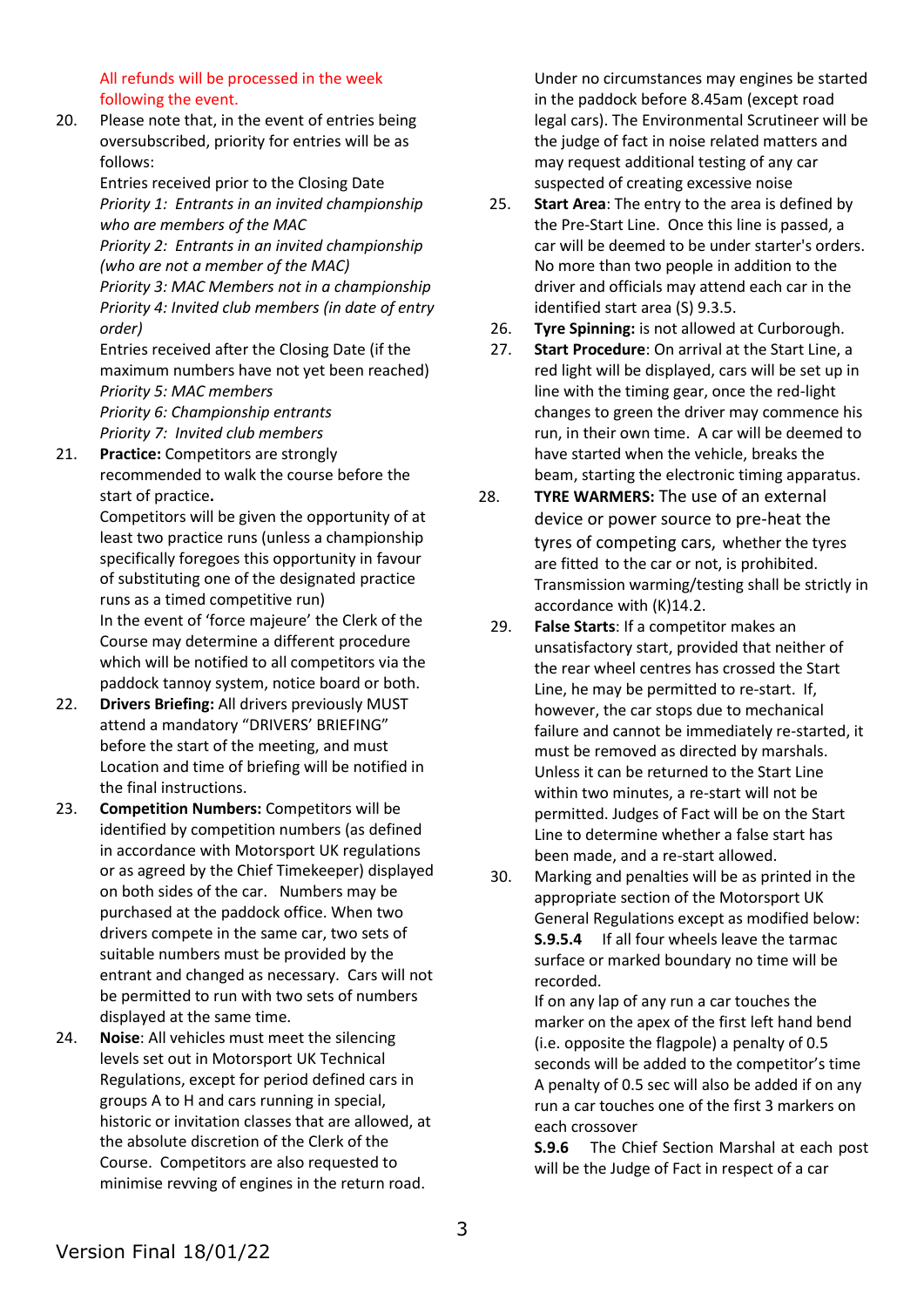All refunds will be processed in the week following the event.

20. Please note that, in the event of entries being oversubscribed, priority for entries will be as follows:

    Entries received prior to the Closing Date
    *Priority 1: Entrants in an invited championship who are members of the MAC*
    *Priority 2: Entrants in an invited championship (who are not a member of the MAC)*
    *Priority 3: MAC Members not in a championship*
    *Priority 4: Invited club members (in date of entry order)*

    Entries received after the Closing Date (if the maximum numbers have not yet been reached)
    *Priority 5: MAC members*
    *Priority 6: Championship entrants*
    *Priority 7: Invited club members*

21. **Practice:** Competitors are strongly recommended to walk the course before the start of practice**.**

    Competitors will be given the opportunity of at least two practice runs (unless a championship specifically foregoes this opportunity in favour of substituting one of the designated practice runs as a timed competitive run)

    In the event of 'force majeure' the Clerk of the Course may determine a different procedure which will be notified to all competitors via the paddock tannoy system, notice board or both.

22. **Drivers Briefing:** All drivers previously MUST attend a mandatory "DRIVERS' BRIEFING" before the start of the meeting, and must Location and time of briefing will be notified in the final instructions.

23. **Competition Numbers:** Competitors will be identified by competition numbers (as defined in accordance with Motorsport UK regulations or as agreed by the Chief Timekeeper) displayed on both sides of the car. Numbers may be purchased at the paddock office. When two drivers compete in the same car, two sets of suitable numbers must be provided by the entrant and changed as necessary. Cars will not be permitted to run with two sets of numbers displayed at the same time.

24. **Noise**: All vehicles must meet the silencing levels set out in Motorsport UK Technical Regulations, except for period defined cars in groups A to H and cars running in special, historic or invitation classes that are allowed, at the absolute discretion of the Clerk of the Course. Competitors are also requested to minimise revving of engines in the return road.

    Under no circumstances may engines be started in the paddock before 8.45am (except road legal cars). The Environmental Scrutineer will be the judge of fact in noise related matters and may request additional testing of any car suspected of creating excessive noise

25. **Start Area**: The entry to the area is defined by the Pre-Start Line. Once this line is passed, a car will be deemed to be under starter's orders. No more than two people in addition to the driver and officials may attend each car in the identified start area (S) 9.3.5.

26. **Tyre Spinning:** is not allowed at Curborough.

27. **Start Procedure**: On arrival at the Start Line, a red light will be displayed, cars will be set up in line with the timing gear, once the red-light changes to green the driver may commence his run, in their own time. A car will be deemed to have started when the vehicle, breaks the beam, starting the electronic timing apparatus.

28. **TYRE WARMERS:** The use of an external device or power source to pre-heat the tyres of competing cars, whether the tyres are fitted to the car or not, is prohibited. Transmission warming/testing shall be strictly in accordance with (K)14.2.

29. **False Starts**: If a competitor makes an unsatisfactory start, provided that neither of the rear wheel centres has crossed the Start Line, he may be permitted to re-start. If, however, the car stops due to mechanical failure and cannot be immediately re-started, it must be removed as directed by marshals. Unless it can be returned to the Start Line within two minutes, a re-start will not be permitted. Judges of Fact will be on the Start Line to determine whether a false start has been made, and a re-start allowed.

30. Marking and penalties will be as printed in the appropriate section of the Motorsport UK General Regulations except as modified below:

    **S.9.5.4** If all four wheels leave the tarmac surface or marked boundary no time will be recorded.

    If on any lap of any run a car touches the marker on the apex of the first left hand bend (i.e. opposite the flagpole) a penalty of 0.5 seconds will be added to the competitor's time

    A penalty of 0.5 sec will also be added if on any run a car touches one of the first 3 markers on each crossover

    **S.9.6** The Chief Section Marshal at each post will be the Judge of Fact in respect of a car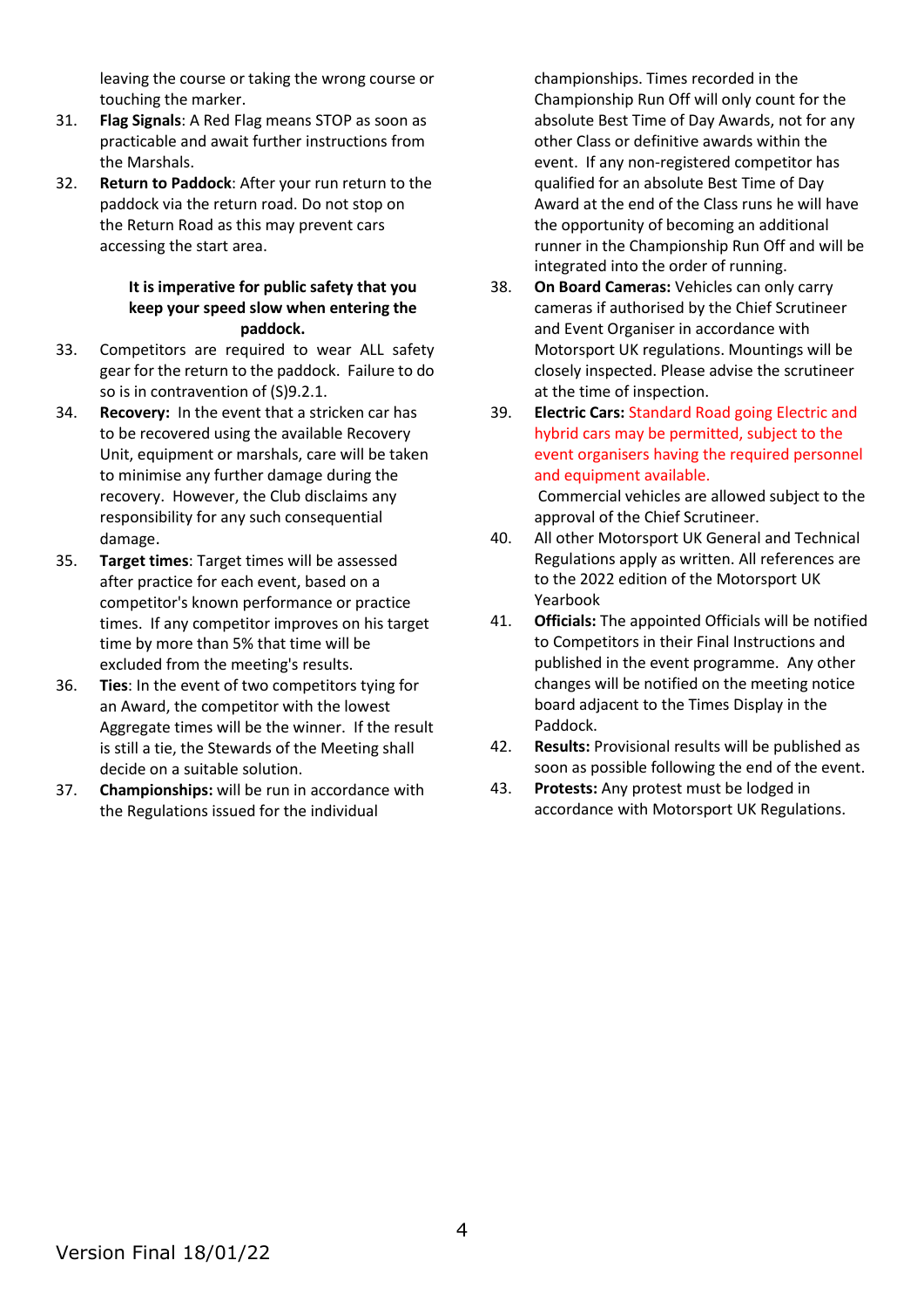leaving the course or taking the wrong course or touching the marker.

31. **Flag Signals**: A Red Flag means STOP as soon as practicable and await further instructions from the Marshals.

32. **Return to Paddock**: After your run return to the paddock via the return road. Do not stop on the Return Road as this may prevent cars accessing the start area.

**It is imperative for public safety that you keep your speed slow when entering the paddock.**

33. Competitors are required to wear ALL safety gear for the return to the paddock. Failure to do so is in contravention of (S)9.2.1.

34. **Recovery:** In the event that a stricken car has to be recovered using the available Recovery Unit, equipment or marshals, care will be taken to minimise any further damage during the recovery. However, the Club disclaims any responsibility for any such consequential damage.

35. **Target times**: Target times will be assessed after practice for each event, based on a competitor's known performance or practice times. If any competitor improves on his target time by more than 5% that time will be excluded from the meeting's results.

36. **Ties**: In the event of two competitors tying for an Award, the competitor with the lowest Aggregate times will be the winner. If the result is still a tie, the Stewards of the Meeting shall decide on a suitable solution.

37. **Championships:** will be run in accordance with the Regulations issued for the individual championships. Times recorded in the Championship Run Off will only count for the absolute Best Time of Day Awards, not for any other Class or definitive awards within the event. If any non-registered competitor has qualified for an absolute Best Time of Day Award at the end of the Class runs he will have the opportunity of becoming an additional runner in the Championship Run Off and will be integrated into the order of running.

38. **On Board Cameras:** Vehicles can only carry cameras if authorised by the Chief Scrutineer and Event Organiser in accordance with Motorsport UK regulations. Mountings will be closely inspected. Please advise the scrutineer at the time of inspection.

39. **Electric Cars:** Standard Road going Electric and hybrid cars may be permitted, subject to the event organisers having the required personnel and equipment available.
    Commercial vehicles are allowed subject to the approval of the Chief Scrutineer.

40. All other Motorsport UK General and Technical Regulations apply as written. All references are to the 2022 edition of the Motorsport UK Yearbook

41. **Officials:** The appointed Officials will be notified to Competitors in their Final Instructions and published in the event programme. Any other changes will be notified on the meeting notice board adjacent to the Times Display in the Paddock.

42. **Results:** Provisional results will be published as soon as possible following the end of the event.

43. **Protests:** Any protest must be lodged in accordance with Motorsport UK Regulations.

Version Final 18/01/22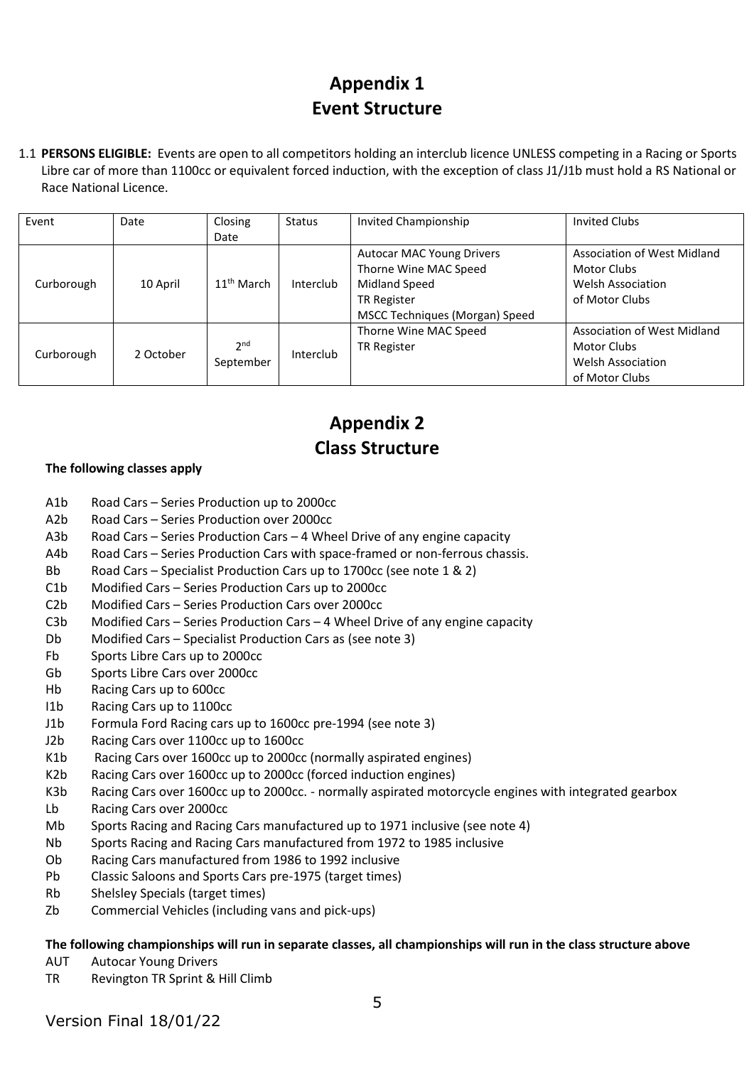# Appendix 1
# Event Structure

1.1 **PERSONS ELIGIBLE:** Events are open to all competitors holding an interclub licence UNLESS competing in a Racing or Sports Libre car of more than 1100cc or equivalent forced induction, with the exception of class J1/J1b must hold a RS National or Race National Licence.

| Event | Date | Closing Date | Status | Invited Championship | Invited Clubs |
|---|---|---|---|---|---|
| Curborough | 10 April | 11th March | Interclub | Autocar MAC Young Drivers<br>Thorne Wine MAC Speed<br>Midland Speed<br>TR Register<br>MSCC Techniques (Morgan) Speed | Association of West Midland Motor Clubs<br>Welsh Association of Motor Clubs |
| Curborough | 2 October | 2nd September | Interclub | Thorne Wine MAC Speed<br>TR Register | Association of West Midland Motor Clubs<br>Welsh Association of Motor Clubs |

# Appendix 2
# Class Structure

**The following classes apply**

- A1b Road Cars – Series Production up to 2000cc
- A2b Road Cars – Series Production over 2000cc
- A3b Road Cars – Series Production Cars – 4 Wheel Drive of any engine capacity
- A4b Road Cars – Series Production Cars with space-framed or non-ferrous chassis.
- Bb Road Cars – Specialist Production Cars up to 1700cc (see note 1 & 2)
- C1b Modified Cars – Series Production Cars up to 2000cc
- C2b Modified Cars – Series Production Cars over 2000cc
- C3b Modified Cars – Series Production Cars – 4 Wheel Drive of any engine capacity
- Db Modified Cars – Specialist Production Cars as (see note 3)
- Fb Sports Libre Cars up to 2000cc
- Gb Sports Libre Cars over 2000cc
- Hb Racing Cars up to 600cc
- I1b Racing Cars up to 1100cc
- J1b Formula Ford Racing cars up to 1600cc pre-1994 (see note 3)
- J2b Racing Cars over 1100cc up to 1600cc
- K1b Racing Cars over 1600cc up to 2000cc (normally aspirated engines)
- K2b Racing Cars over 1600cc up to 2000cc (forced induction engines)
- K3b Racing Cars over 1600cc up to 2000cc. - normally aspirated motorcycle engines with integrated gearbox
- Lb Racing Cars over 2000cc
- Mb Sports Racing and Racing Cars manufactured up to 1971 inclusive (see note 4)
- Nb Sports Racing and Racing Cars manufactured from 1972 to 1985 inclusive
- Ob Racing Cars manufactured from 1986 to 1992 inclusive
- Pb Classic Saloons and Sports Cars pre-1975 (target times)
- Rb Shelsley Specials (target times)
- Zb Commercial Vehicles (including vans and pick-ups)

**The following championships will run in separate classes, all championships will run in the class structure above**

- AUT Autocar Young Drivers
- TR Revington TR Sprint & Hill Climb

Version Final 18/01/22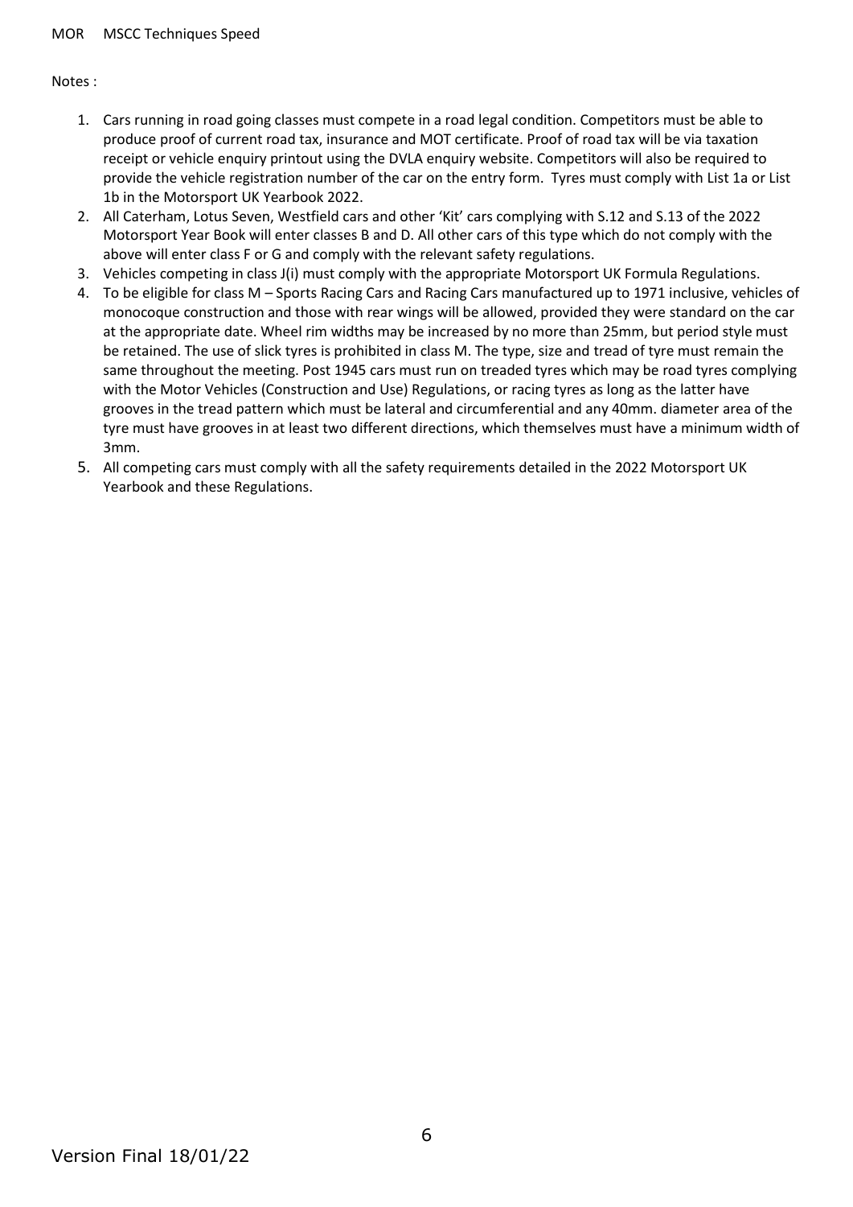Notes :

1. Cars running in road going classes must compete in a road legal condition. Competitors must be able to produce proof of current road tax, insurance and MOT certificate. Proof of road tax will be via taxation receipt or vehicle enquiry printout using the DVLA enquiry website. Competitors will also be required to provide the vehicle registration number of the car on the entry form. Tyres must comply with List 1a or List 1b in the Motorsport UK Yearbook 2022.
2. All Caterham, Lotus Seven, Westfield cars and other 'Kit' cars complying with S.12 and S.13 of the 2022 Motorsport Year Book will enter classes B and D. All other cars of this type which do not comply with the above will enter class F or G and comply with the relevant safety regulations.
3. Vehicles competing in class J(i) must comply with the appropriate Motorsport UK Formula Regulations.
4. To be eligible for class M – Sports Racing Cars and Racing Cars manufactured up to 1971 inclusive, vehicles of monocoque construction and those with rear wings will be allowed, provided they were standard on the car at the appropriate date. Wheel rim widths may be increased by no more than 25mm, but period style must be retained. The use of slick tyres is prohibited in class M. The type, size and tread of tyre must remain the same throughout the meeting. Post 1945 cars must run on treaded tyres which may be road tyres complying with the Motor Vehicles (Construction and Use) Regulations, or racing tyres as long as the latter have grooves in the tread pattern which must be lateral and circumferential and any 40mm. diameter area of the tyre must have grooves in at least two different directions, which themselves must have a minimum width of 3mm.
5. All competing cars must comply with all the safety requirements detailed in the 2022 Motorsport UK Yearbook and these Regulations.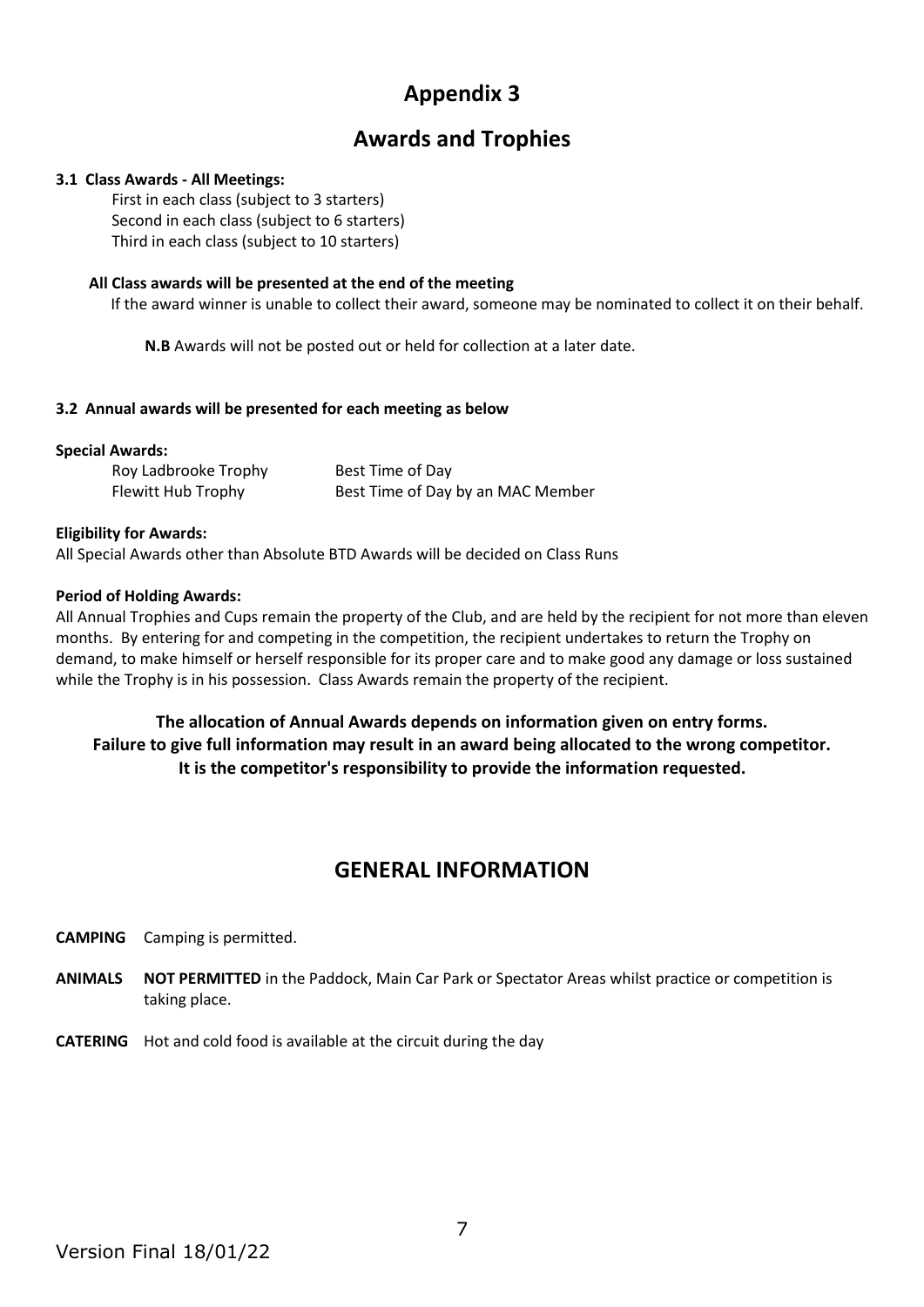# Appendix 3

## Awards and Trophies

**3.1 Class Awards - All Meetings:**

First in each class (subject to 3 starters)
Second in each class (subject to 6 starters)
Third in each class (subject to 10 starters)

**All Class awards will be presented at the end of the meeting**

If the award winner is unable to collect their award, someone may be nominated to collect it on their behalf.

**N.B** Awards will not be posted out or held for collection at a later date.

**3.2 Annual awards will be presented for each meeting as below**

**Special Awards:**

| | |
|---|---|
| Roy Ladbrooke Trophy | Best Time of Day |
| Flewitt Hub Trophy | Best Time of Day by an MAC Member |

**Eligibility for Awards:**

All Special Awards other than Absolute BTD Awards will be decided on Class Runs

**Period of Holding Awards:**

All Annual Trophies and Cups remain the property of the Club, and are held by the recipient for not more than eleven months. By entering for and competing in the competition, the recipient undertakes to return the Trophy on demand, to make himself or herself responsible for its proper care and to make good any damage or loss sustained while the Trophy is in his possession. Class Awards remain the property of the recipient.

**The allocation of Annual Awards depends on information given on entry forms.**
**Failure to give full information may result in an award being allocated to the wrong competitor.**
**It is the competitor's responsibility to provide the information requested.**

## GENERAL INFORMATION

**CAMPING** Camping is permitted.

**ANIMALS** **NOT PERMITTED** in the Paddock, Main Car Park or Spectator Areas whilst practice or competition is taking place.

**CATERING** Hot and cold food is available at the circuit during the day

Version Final 18/01/22